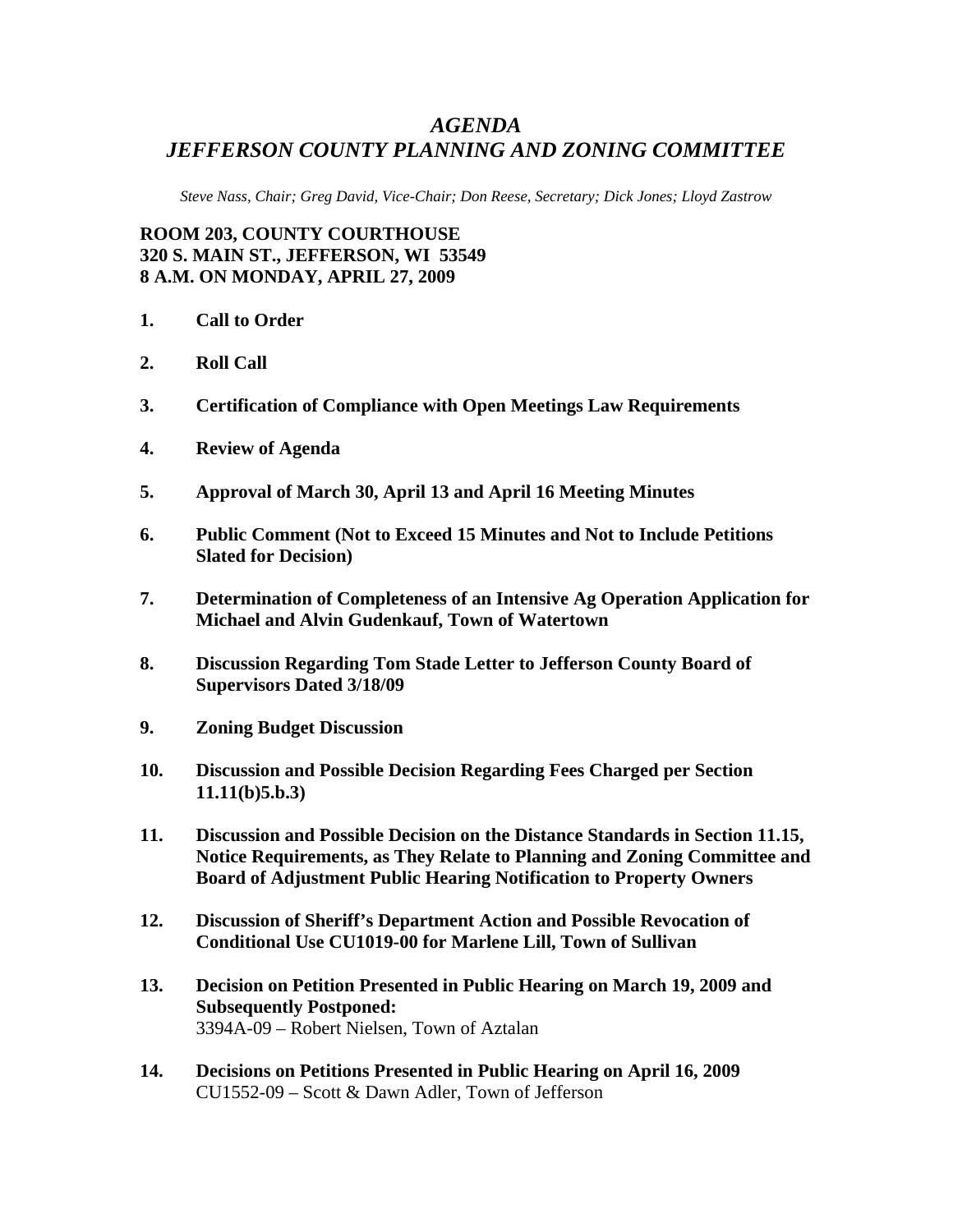# *AGENDA*
# *JEFFERSON COUNTY PLANNING AND ZONING COMMITTEE*

*Steve Nass, Chair; Greg David, Vice-Chair; Don Reese, Secretary; Dick Jones; Lloyd Zastrow*

**ROOM 203, COUNTY COURTHOUSE**
**320 S. MAIN ST., JEFFERSON, WI 53549**
**8 A.M. ON MONDAY, APRIL 27, 2009**

1. **Call to Order**

2. **Roll Call**

3. **Certification of Compliance with Open Meetings Law Requirements**

4. **Review of Agenda**

5. **Approval of March 30, April 13 and April 16 Meeting Minutes**

6. **Public Comment (Not to Exceed 15 Minutes and Not to Include Petitions Slated for Decision)**

7. **Determination of Completeness of an Intensive Ag Operation Application for Michael and Alvin Gudenkauf, Town of Watertown**

8. **Discussion Regarding Tom Stade Letter to Jefferson County Board of Supervisors Dated 3/18/09**

9. **Zoning Budget Discussion**

10. **Discussion and Possible Decision Regarding Fees Charged per Section 11.11(b)5.b.3)**

11. **Discussion and Possible Decision on the Distance Standards in Section 11.15, Notice Requirements, as They Relate to Planning and Zoning Committee and Board of Adjustment Public Hearing Notification to Property Owners**

12. **Discussion of Sheriff's Department Action and Possible Revocation of Conditional Use CU1019-00 for Marlene Lill, Town of Sullivan**

13. **Decision on Petition Presented in Public Hearing on March 19, 2009 and Subsequently Postponed:**
    3394A-09 – Robert Nielsen, Town of Aztalan

14. **Decisions on Petitions Presented in Public Hearing on April 16, 2009**
    CU1552-09 – Scott & Dawn Adler, Town of Jefferson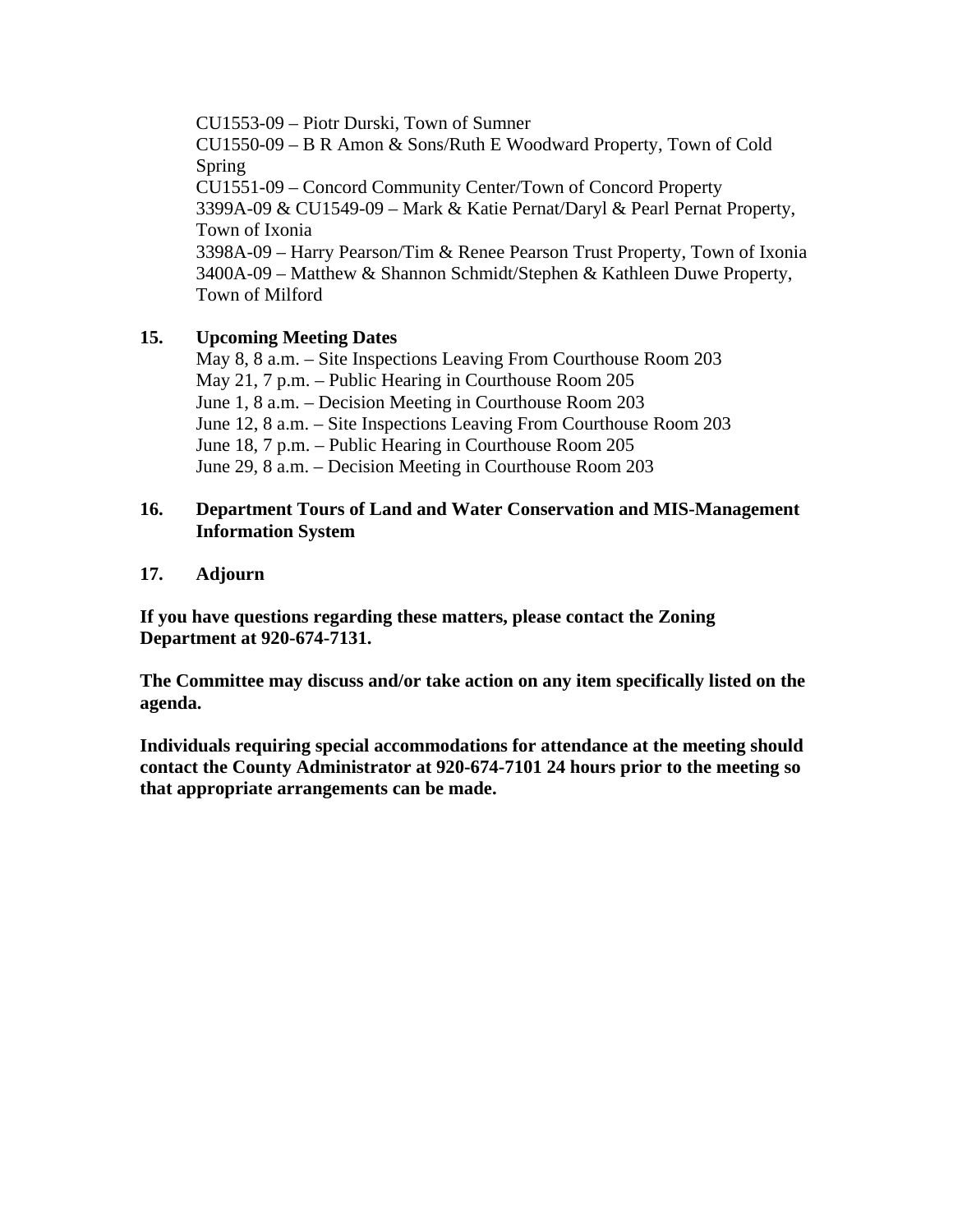CU1553-09 – Piotr Durski, Town of Sumner
CU1550-09 – B R Amon & Sons/Ruth E Woodward Property, Town of Cold Spring
CU1551-09 – Concord Community Center/Town of Concord Property
3399A-09 & CU1549-09 – Mark & Katie Pernat/Daryl & Pearl Pernat Property, Town of Ixonia
3398A-09 – Harry Pearson/Tim & Renee Pearson Trust Property, Town of Ixonia
3400A-09 – Matthew & Shannon Schmidt/Stephen & Kathleen Duwe Property, Town of Milford

**15. Upcoming Meeting Dates**

May 8, 8 a.m. – Site Inspections Leaving From Courthouse Room 203
May 21, 7 p.m. – Public Hearing in Courthouse Room 205
June 1, 8 a.m. – Decision Meeting in Courthouse Room 203
June 12, 8 a.m. – Site Inspections Leaving From Courthouse Room 203
June 18, 7 p.m. – Public Hearing in Courthouse Room 205
June 29, 8 a.m. – Decision Meeting in Courthouse Room 203

**16. Department Tours of Land and Water Conservation and MIS-Management Information System**

**17. Adjourn**

**If you have questions regarding these matters, please contact the Zoning Department at 920-674-7131.**

**The Committee may discuss and/or take action on any item specifically listed on the agenda.**

**Individuals requiring special accommodations for attendance at the meeting should contact the County Administrator at 920-674-7101 24 hours prior to the meeting so that appropriate arrangements can be made.**